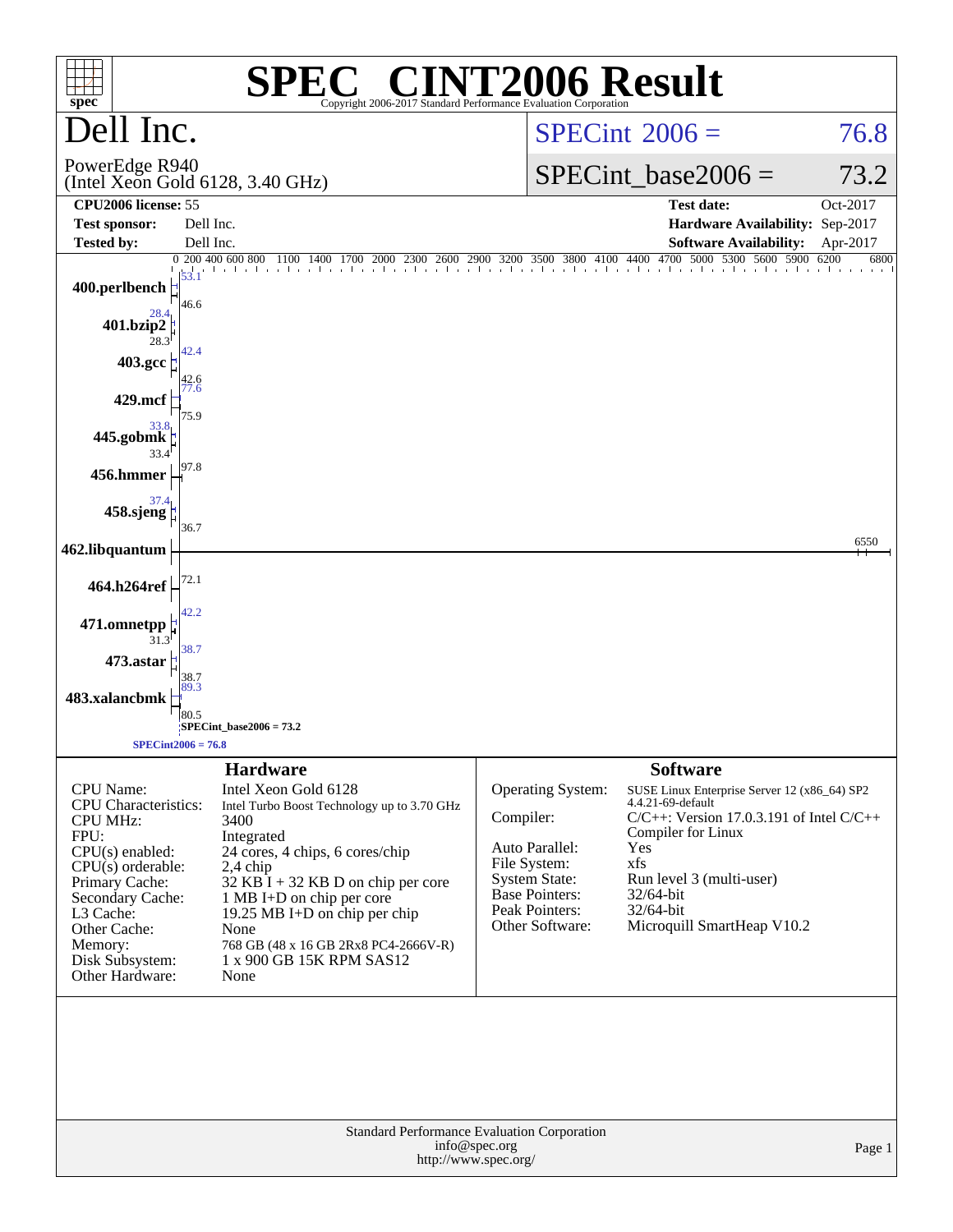# SPEC CINT2006 Result

Copyright 2006-2017 Standard Performance Evaluation Corporation

## Dell Inc.

PowerEdge R940
(Intel Xeon Gold 6128, 3.40 GHz)

SPECint 2006 = 76.8

SPECint_base2006 = 73.2

| | | | |
|---|---|---|---|
| **CPU2006 license:** | 55 | **Test date:** | Oct-2017 |
| **Test sponsor:** | Dell Inc. | **Hardware Availability:** | Sep-2017 |
| **Tested by:** | Dell Inc. | **Software Availability:** | Apr-2017 |

| Benchmark | Peak | Base |
|---|---|---|
| 400.perlbench | 53.1 | 46.6 |
| 401.bzip2 | 28.4 | 28.3 |
| 403.gcc | 42.4 | 42.6 |
| 429.mcf | 77.6 | 75.9 |
| 445.gobmk | 33.8 | 33.4 |
| 456.hmmer | | 97.8 |
| 458.sjeng | 37.4 | 36.7 |
| 462.libquantum | | 6550 |
| 464.h264ref | | 72.1 |
| 471.omnetpp | 42.2 | 31.3 |
| 473.astar | 38.7 | 38.7 |
| 483.xalancbmk | 89.3 | 80.5 |

SPECint_base2006 = 73.2

SPECint2006 = 76.8

## Hardware

| | |
|---|---|
| CPU Name: | Intel Xeon Gold 6128 |
| CPU Characteristics: | Intel Turbo Boost Technology up to 3.70 GHz |
| CPU MHz: | 3400 |
| FPU: | Integrated |
| CPU(s) enabled: | 24 cores, 4 chips, 6 cores/chip |
| CPU(s) orderable: | 2,4 chip |
| Primary Cache: | 32 KB I + 32 KB D on chip per core |
| Secondary Cache: | 1 MB I+D on chip per core |
| L3 Cache: | 19.25 MB I+D on chip per chip |
| Other Cache: | None |
| Memory: | 768 GB (48 x 16 GB 2Rx8 PC4-2666V-R) |
| Disk Subsystem: | 1 x 900 GB 15K RPM SAS12 |
| Other Hardware: | None |

## Software

| | |
|---|---|
| Operating System: | SUSE Linux Enterprise Server 12 (x86_64) SP2 4.4.21-69-default |
| Compiler: | C/C++: Version 17.0.3.191 of Intel C/C++ Compiler for Linux |
| Auto Parallel: | Yes |
| File System: | xfs |
| System State: | Run level 3 (multi-user) |
| Base Pointers: | 32/64-bit |
| Peak Pointers: | 32/64-bit |
| Other Software: | Microquill SmartHeap V10.2 |

Standard Performance Evaluation Corporation
info@spec.org
http://www.spec.org/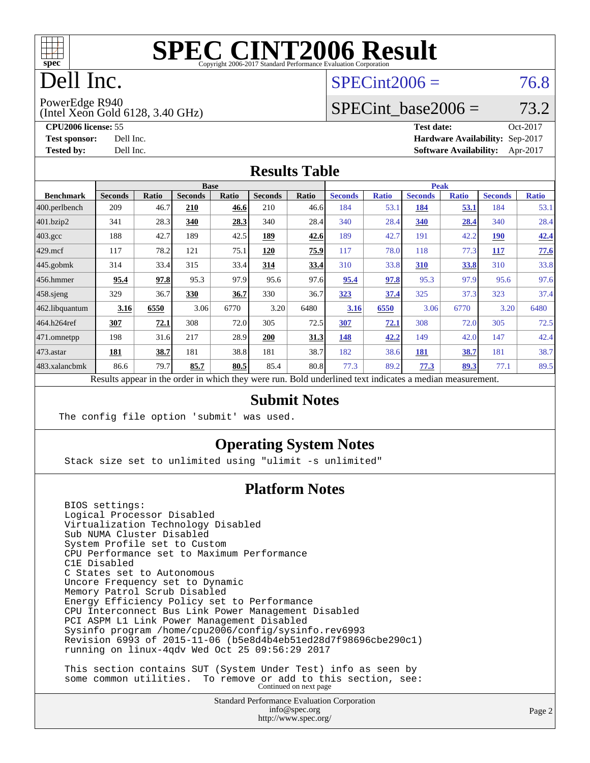# SPEC CINT2006 Result

Copyright 2006-2017 Standard Performance Evaluation Corporation

# Dell Inc.

PowerEdge R940
(Intel Xeon Gold 6128, 3.40 GHz)

SPECint2006 = 76.8

SPECint_base2006 = 73.2

**CPU2006 license:** 55
**Test sponsor:** Dell Inc.
**Tested by:** Dell Inc.

**Test date:** Oct-2017
**Hardware Availability:** Sep-2017
**Software Availability:** Apr-2017

## Results Table

| Benchmark | Base | | | | | | Peak | | | | | |
|---|---|---|---|---|---|---|---|---|---|---|---|---|
| | Seconds | Ratio | Seconds | Ratio | Seconds | Ratio | Seconds | Ratio | Seconds | Ratio | Seconds | Ratio |
| 400.perlbench | 209 | 46.7 | **210** | **46.6** | 210 | 46.6 | 184 | 53.1 | **184** | **53.1** | 184 | 53.1 |
| 401.bzip2 | 341 | 28.3 | **340** | **28.3** | 340 | 28.4 | 340 | 28.4 | **340** | **28.4** | 340 | 28.4 |
| 403.gcc | 188 | 42.7 | 189 | 42.5 | **189** | **42.6** | 189 | 42.7 | 191 | 42.2 | **190** | **42.4** |
| 429.mcf | 117 | 78.2 | 121 | 75.1 | **120** | **75.9** | 117 | 78.0 | 118 | 77.3 | **117** | **77.6** |
| 445.gobmk | 314 | 33.4 | 315 | 33.4 | **314** | **33.4** | 310 | 33.8 | **310** | **33.8** | 310 | 33.8 |
| 456.hmmer | **95.4** | **97.8** | 95.3 | 97.9 | 95.6 | 97.6 | **95.4** | **97.8** | 95.3 | 97.9 | 95.6 | 97.6 |
| 458.sjeng | 329 | 36.7 | **330** | **36.7** | 330 | 36.7 | **323** | **37.4** | 325 | 37.3 | 323 | 37.4 |
| 462.libquantum | **3.16** | **6550** | 3.06 | 6770 | 3.20 | 6480 | **3.16** | **6550** | 3.06 | 6770 | 3.20 | 6480 |
| 464.h264ref | **307** | **72.1** | 308 | 72.0 | 305 | 72.5 | **307** | **72.1** | 308 | 72.0 | 305 | 72.5 |
| 471.omnetpp | 198 | 31.6 | 217 | 28.9 | **200** | **31.3** | **148** | **42.2** | 149 | 42.0 | 147 | 42.4 |
| 473.astar | **181** | **38.7** | 181 | 38.8 | 181 | 38.7 | 182 | 38.6 | **181** | **38.7** | 181 | 38.7 |
| 483.xalancbmk | 86.6 | 79.7 | **85.7** | **80.5** | 85.4 | 80.8 | 77.3 | 89.2 | **77.3** | **89.3** | 77.1 | 89.5 |

Results appear in the order in which they were run. Bold underlined text indicates a median measurement.

## Submit Notes

```
The config file option 'submit' was used.
```

## Operating System Notes

```
Stack size set to unlimited using "ulimit -s unlimited"
```

## Platform Notes

```
BIOS settings:
Logical Processor Disabled
Virtualization Technology Disabled
Sub NUMA Cluster Disabled
System Profile set to Custom
CPU Performance set to Maximum Performance
C1E Disabled
C States set to Autonomous
Uncore Frequency set to Dynamic
Memory Patrol Scrub Disabled
Energy Efficiency Policy set to Performance
CPU Interconnect Bus Link Power Management Disabled
PCI ASPM L1 Link Power Management Disabled
Sysinfo program /home/cpu2006/config/sysinfo.rev6993
Revision 6993 of 2015-11-06 (b5e8d4b4eb51ed28d7f98696cbe290c1)
running on linux-4qdv Wed Oct 25 09:56:29 2017

This section contains SUT (System Under Test) info as seen by
some common utilities.  To remove or add to this section, see:
```

Continued on next page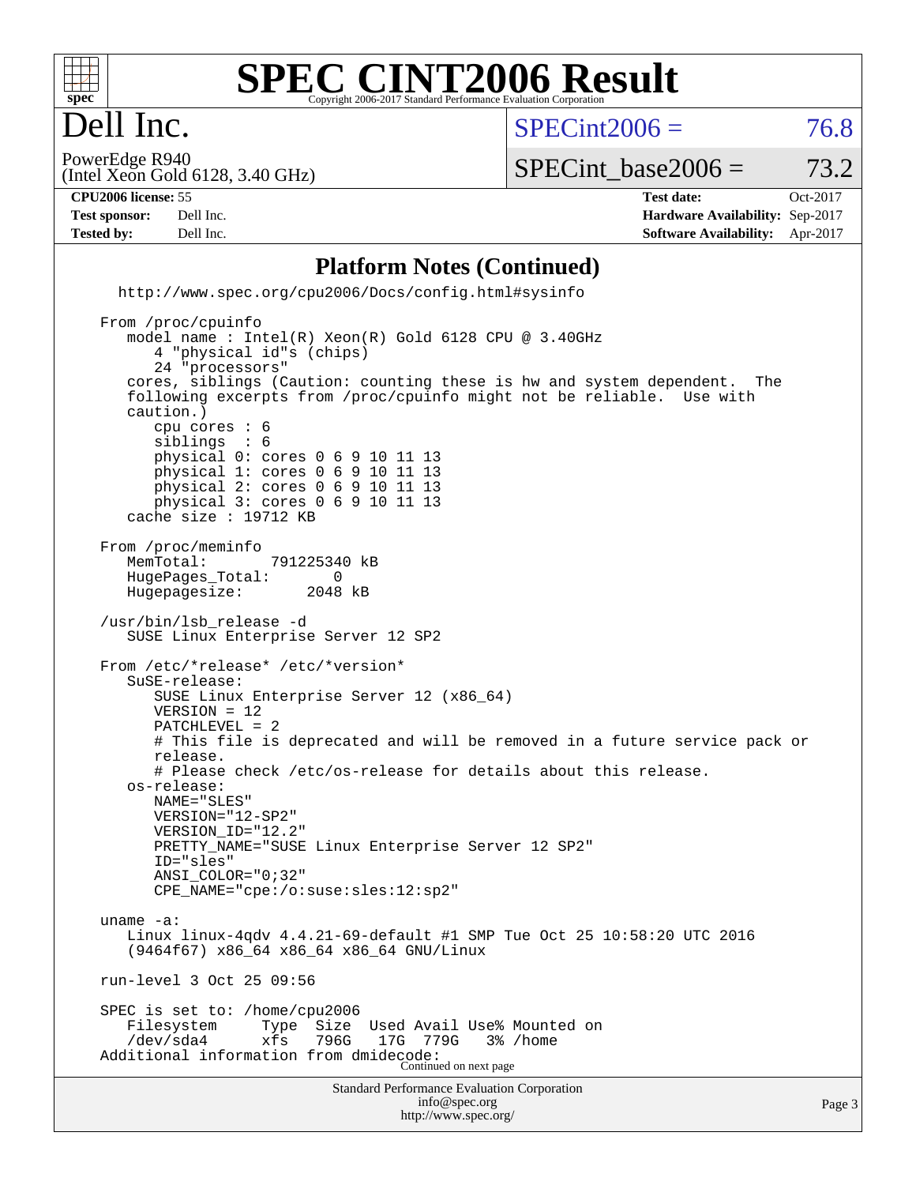# SPEC CINT2006 Result

Copyright 2006-2017 Standard Performance Evaluation Corporation

## Dell Inc.

PowerEdge R940
(Intel Xeon Gold 6128, 3.40 GHz)

SPECint2006 = 76.8

SPECint_base2006 = 73.2

**CPU2006 license:** 55
**Test sponsor:** Dell Inc.
**Tested by:** Dell Inc.

**Test date:** Oct-2017
**Hardware Availability:** Sep-2017
**Software Availability:** Apr-2017

### Platform Notes (Continued)

```
  http://www.spec.org/cpu2006/Docs/config.html#sysinfo

From /proc/cpuinfo
   model name : Intel(R) Xeon(R) Gold 6128 CPU @ 3.40GHz
      4 "physical id"s (chips)
      24 "processors"
   cores, siblings (Caution: counting these is hw and system dependent.  The
   following excerpts from /proc/cpuinfo might not be reliable.  Use with
   caution.)
      cpu cores : 6
      siblings  : 6
      physical 0: cores 0 6 9 10 11 13
      physical 1: cores 0 6 9 10 11 13
      physical 2: cores 0 6 9 10 11 13
      physical 3: cores 0 6 9 10 11 13
   cache size : 19712 KB

From /proc/meminfo
   MemTotal:       791225340 kB
   HugePages_Total:       0
   Hugepagesize:       2048 kB

/usr/bin/lsb_release -d
   SUSE Linux Enterprise Server 12 SP2

From /etc/*release* /etc/*version*
   SuSE-release:
      SUSE Linux Enterprise Server 12 (x86_64)
      VERSION = 12
      PATCHLEVEL = 2
      # This file is deprecated and will be removed in a future service pack or
      release.
      # Please check /etc/os-release for details about this release.
   os-release:
      NAME="SLES"
      VERSION="12-SP2"
      VERSION_ID="12.2"
      PRETTY_NAME="SUSE Linux Enterprise Server 12 SP2"
      ID="sles"
      ANSI_COLOR="0;32"
      CPE_NAME="cpe:/o:suse:sles:12:sp2"

uname -a:
   Linux linux-4qdv 4.4.21-69-default #1 SMP Tue Oct 25 10:58:20 UTC 2016
   (9464f67) x86_64 x86_64 x86_64 GNU/Linux

run-level 3 Oct 25 09:56

SPEC is set to: /home/cpu2006
   Filesystem     Type  Size  Used Avail Use% Mounted on
   /dev/sda4      xfs   796G   17G  779G   3% /home
Additional information from dmidecode:
```

Continued on next page

Standard Performance Evaluation Corporation
info@spec.org
http://www.spec.org/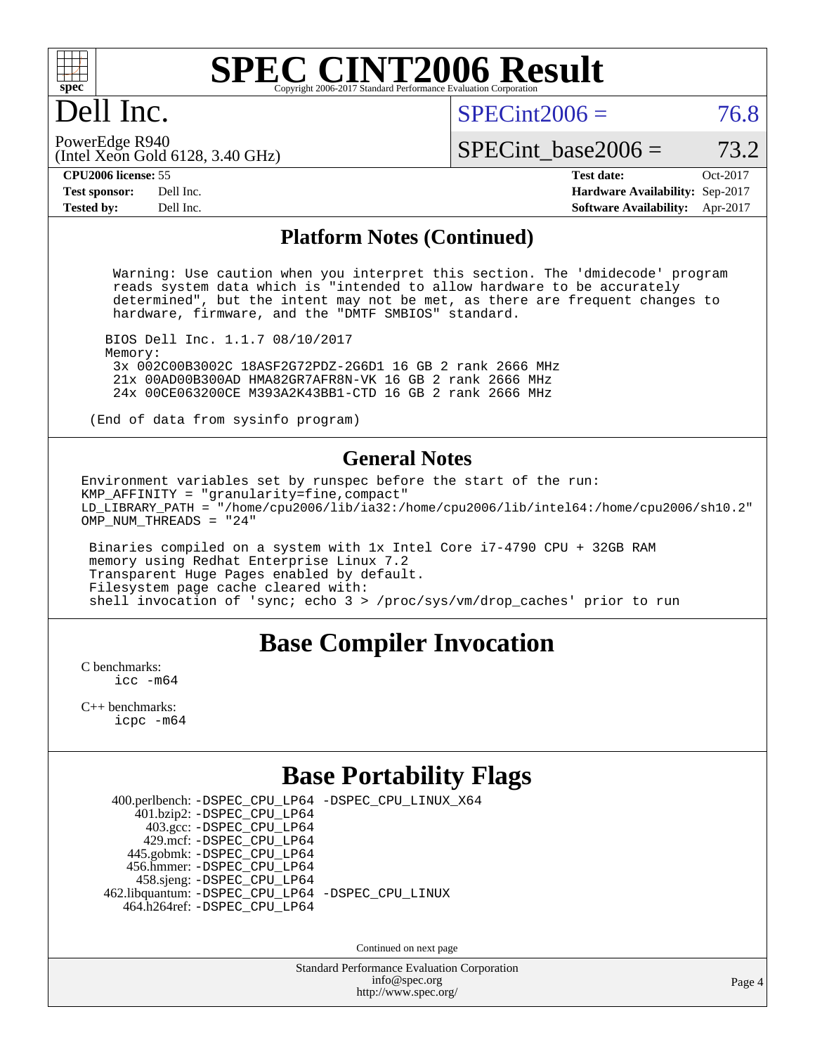## Platform Notes (Continued)

```
  Warning: Use caution when you interpret this section. The 'dmidecode' program
  reads system data which is "intended to allow hardware to be accurately
  determined", but the intent may not be met, as there are frequent changes to
  hardware, firmware, and the "DMTF SMBIOS" standard.

 BIOS Dell Inc. 1.1.7 08/10/2017
 Memory:
  3x 002C00B3002C 18ASF2G72PDZ-2G6D1 16 GB 2 rank 2666 MHz
  21x 00AD00B300AD HMA82GR7AFR8N-VK 16 GB 2 rank 2666 MHz
  24x 00CE063200CE M393A2K43BB1-CTD 16 GB 2 rank 2666 MHz

(End of data from sysinfo program)
```

## General Notes

```
Environment variables set by runspec before the start of the run:
KMP_AFFINITY = "granularity=fine,compact"
LD_LIBRARY_PATH = "/home/cpu2006/lib/ia32:/home/cpu2006/lib/intel64:/home/cpu2006/sh10.2"
OMP_NUM_THREADS = "24"

 Binaries compiled on a system with 1x Intel Core i7-4790 CPU + 32GB RAM
 memory using Redhat Enterprise Linux 7.2
 Transparent Huge Pages enabled by default.
 Filesystem page cache cleared with:
 shell invocation of 'sync; echo 3 > /proc/sys/vm/drop_caches' prior to run
```

## Base Compiler Invocation

C benchmarks:
  icc -m64

C++ benchmarks:
  icpc -m64

## Base Portability Flags

| | |
|---|---|
| 400.perlbench: | -DSPEC_CPU_LP64 -DSPEC_CPU_LINUX_X64 |
| 401.bzip2: | -DSPEC_CPU_LP64 |
| 403.gcc: | -DSPEC_CPU_LP64 |
| 429.mcf: | -DSPEC_CPU_LP64 |
| 445.gobmk: | -DSPEC_CPU_LP64 |
| 456.hmmer: | -DSPEC_CPU_LP64 |
| 458.sjeng: | -DSPEC_CPU_LP64 |
| 462.libquantum: | -DSPEC_CPU_LP64 -DSPEC_CPU_LINUX |
| 464.h264ref: | -DSPEC_CPU_LP64 |

Continued on next page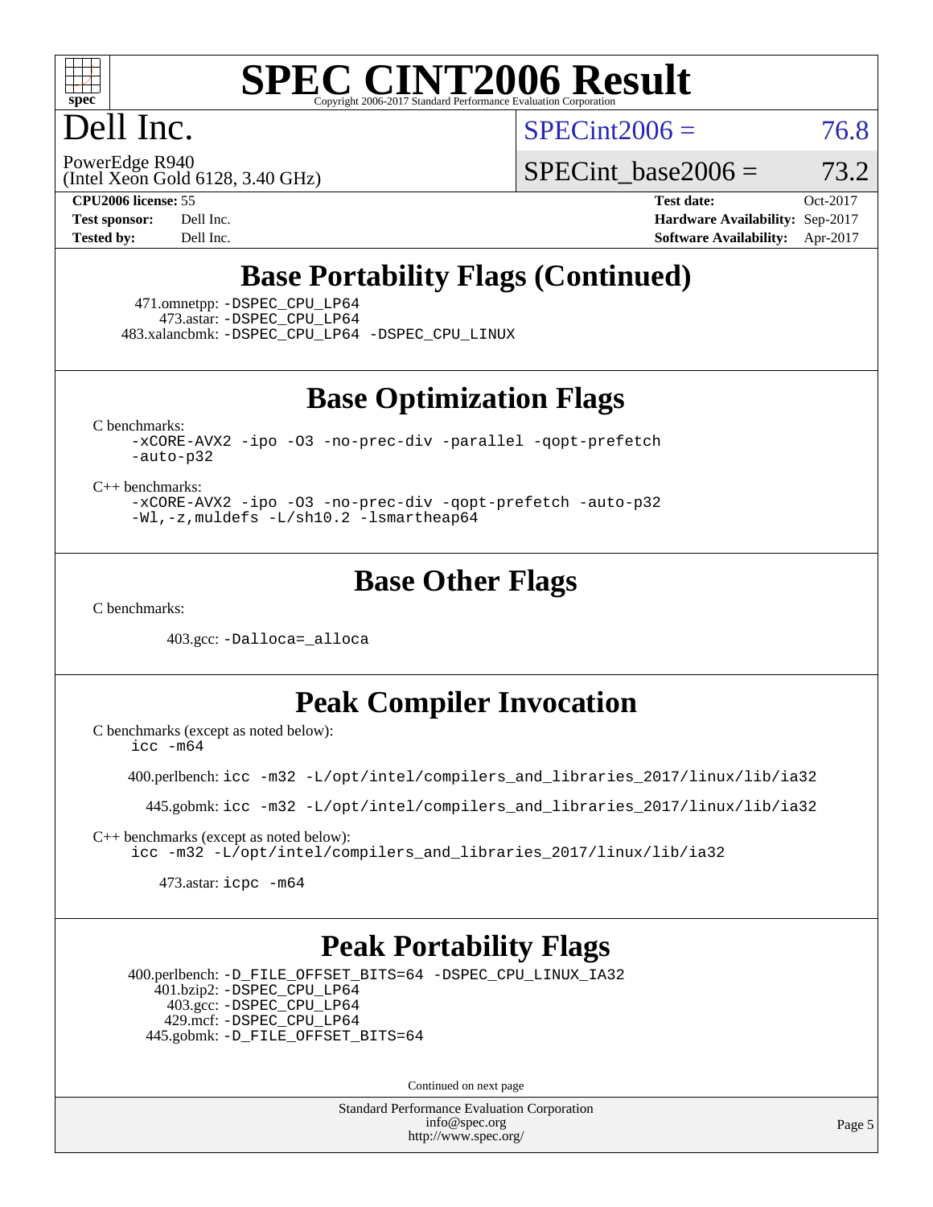## Base Portability Flags (Continued)

471.omnetpp: -DSPEC_CPU_LP64
473.astar: -DSPEC_CPU_LP64
483.xalancbmk: -DSPEC_CPU_LP64 -DSPEC_CPU_LINUX

## Base Optimization Flags

C benchmarks:
-xCORE-AVX2 -ipo -O3 -no-prec-div -parallel -qopt-prefetch -auto-p32

C++ benchmarks:
-xCORE-AVX2 -ipo -O3 -no-prec-div -qopt-prefetch -auto-p32 -Wl,-z,muldefs -L/sh10.2 -lsmartheap64

## Base Other Flags

C benchmarks:

403.gcc: -Dalloca=_alloca

## Peak Compiler Invocation

C benchmarks (except as noted below):
icc -m64

400.perlbench: icc -m32 -L/opt/intel/compilers_and_libraries_2017/linux/lib/ia32

445.gobmk: icc -m32 -L/opt/intel/compilers_and_libraries_2017/linux/lib/ia32

C++ benchmarks (except as noted below):
icc -m32 -L/opt/intel/compilers_and_libraries_2017/linux/lib/ia32

473.astar: icpc -m64

## Peak Portability Flags

400.perlbench: -D_FILE_OFFSET_BITS=64 -DSPEC_CPU_LINUX_IA32
401.bzip2: -DSPEC_CPU_LP64
403.gcc: -DSPEC_CPU_LP64
429.mcf: -DSPEC_CPU_LP64
445.gobmk: -D_FILE_OFFSET_BITS=64

Continued on next page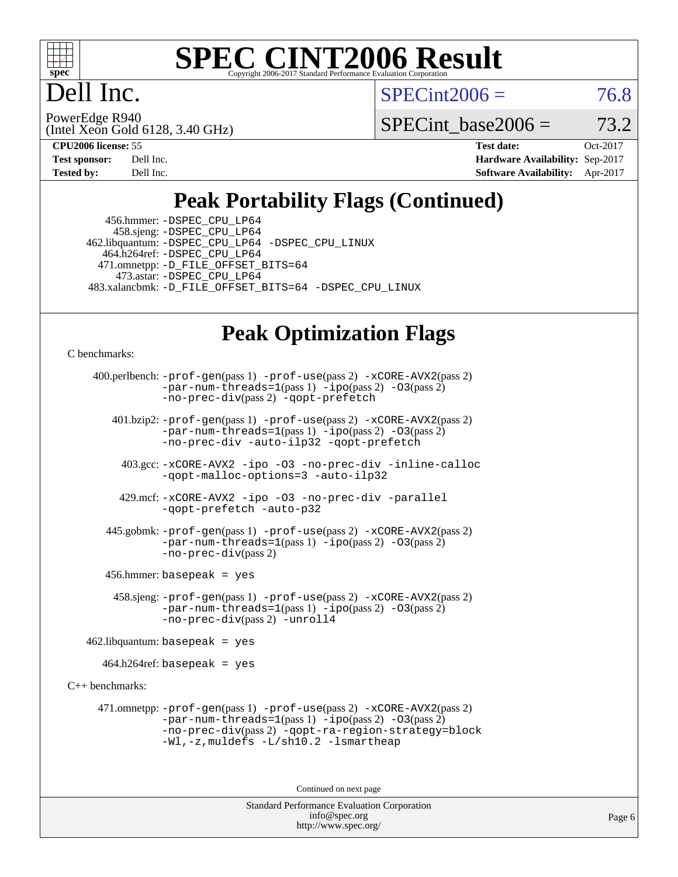# SPEC CINT2006 Result

Copyright 2006-2017 Standard Performance Evaluation Corporation

## Dell Inc.

PowerEdge R940
(Intel Xeon Gold 6128, 3.40 GHz)

SPECint2006 = 76.8

SPECint_base2006 = 73.2

| | | | |
|---|---|---|---|
| **CPU2006 license:** 55 | | **Test date:** | Oct-2017 |
| **Test sponsor:** | Dell Inc. | **Hardware Availability:** | Sep-2017 |
| **Tested by:** | Dell Inc. | **Software Availability:** | Apr-2017 |

## Peak Portability Flags (Continued)

456.hmmer: -DSPEC_CPU_LP64
458.sjeng: -DSPEC_CPU_LP64
462.libquantum: -DSPEC_CPU_LP64 -DSPEC_CPU_LINUX
464.h264ref: -DSPEC_CPU_LP64
471.omnetpp: -D_FILE_OFFSET_BITS=64
473.astar: -DSPEC_CPU_LP64
483.xalancbmk: -D_FILE_OFFSET_BITS=64 -DSPEC_CPU_LINUX

## Peak Optimization Flags

C benchmarks:

400.perlbench: -prof-gen(pass 1) -prof-use(pass 2) -xCORE-AVX2(pass 2) -par-num-threads=1(pass 1) -ipo(pass 2) -O3(pass 2) -no-prec-div(pass 2) -qopt-prefetch

401.bzip2: -prof-gen(pass 1) -prof-use(pass 2) -xCORE-AVX2(pass 2) -par-num-threads=1(pass 1) -ipo(pass 2) -O3(pass 2) -no-prec-div -auto-ilp32 -qopt-prefetch

403.gcc: -xCORE-AVX2 -ipo -O3 -no-prec-div -inline-calloc -qopt-malloc-options=3 -auto-ilp32

429.mcf: -xCORE-AVX2 -ipo -O3 -no-prec-div -parallel -qopt-prefetch -auto-p32

445.gobmk: -prof-gen(pass 1) -prof-use(pass 2) -xCORE-AVX2(pass 2) -par-num-threads=1(pass 1) -ipo(pass 2) -O3(pass 2) -no-prec-div(pass 2)

456.hmmer: basepeak = yes

458.sjeng: -prof-gen(pass 1) -prof-use(pass 2) -xCORE-AVX2(pass 2) -par-num-threads=1(pass 1) -ipo(pass 2) -O3(pass 2) -no-prec-div(pass 2) -unroll4

462.libquantum: basepeak = yes

464.h264ref: basepeak = yes

C++ benchmarks:

471.omnetpp: -prof-gen(pass 1) -prof-use(pass 2) -xCORE-AVX2(pass 2) -par-num-threads=1(pass 1) -ipo(pass 2) -O3(pass 2) -no-prec-div(pass 2) -qopt-ra-region-strategy=block -Wl,-z,muldefs -L/sh10.2 -lsmartheap

Continued on next page

Standard Performance Evaluation Corporation
info@spec.org
http://www.spec.org/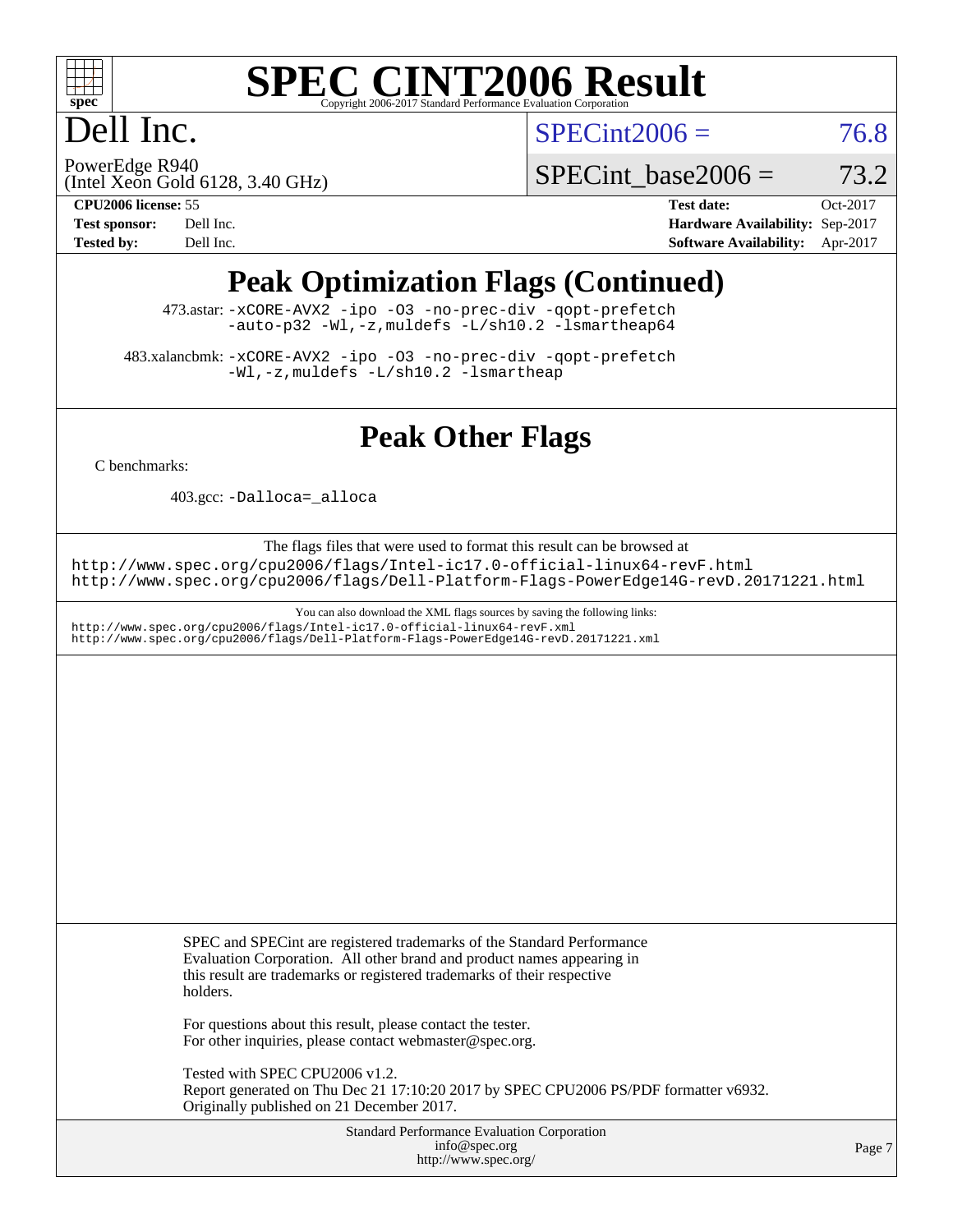# SPEC CINT2006 Result

Copyright 2006-2017 Standard Performance Evaluation Corporation

# Dell Inc.

PowerEdge R940
(Intel Xeon Gold 6128, 3.40 GHz)

SPECint2006 = 76.8

SPECint_base2006 = 73.2

| | | | |
|---|---|---|---|
| **CPU2006 license:** 55 | | **Test date:** | Oct-2017 |
| **Test sponsor:** | Dell Inc. | **Hardware Availability:** | Sep-2017 |
| **Tested by:** | Dell Inc. | **Software Availability:** | Apr-2017 |

## Peak Optimization Flags (Continued)

473.astar: -xCORE-AVX2 -ipo -O3 -no-prec-div -qopt-prefetch -auto-p32 -Wl,-z,muldefs -L/sh10.2 -lsmartheap64

483.xalancbmk: -xCORE-AVX2 -ipo -O3 -no-prec-div -qopt-prefetch -Wl,-z,muldefs -L/sh10.2 -lsmartheap

## Peak Other Flags

C benchmarks:

403.gcc: -Dalloca=_alloca

The flags files that were used to format this result can be browsed at
http://www.spec.org/cpu2006/flags/Intel-ic17.0-official-linux64-revF.html
http://www.spec.org/cpu2006/flags/Dell-Platform-Flags-PowerEdge14G-revD.20171221.html

You can also download the XML flags sources by saving the following links:
http://www.spec.org/cpu2006/flags/Intel-ic17.0-official-linux64-revF.xml
http://www.spec.org/cpu2006/flags/Dell-Platform-Flags-PowerEdge14G-revD.20171221.xml

SPEC and SPECint are registered trademarks of the Standard Performance Evaluation Corporation. All other brand and product names appearing in this result are trademarks or registered trademarks of their respective holders.

For questions about this result, please contact the tester.
For other inquiries, please contact webmaster@spec.org.

Tested with SPEC CPU2006 v1.2.
Report generated on Thu Dec 21 17:10:20 2017 by SPEC CPU2006 PS/PDF formatter v6932.
Originally published on 21 December 2017.

Standard Performance Evaluation Corporation
info@spec.org
http://www.spec.org/